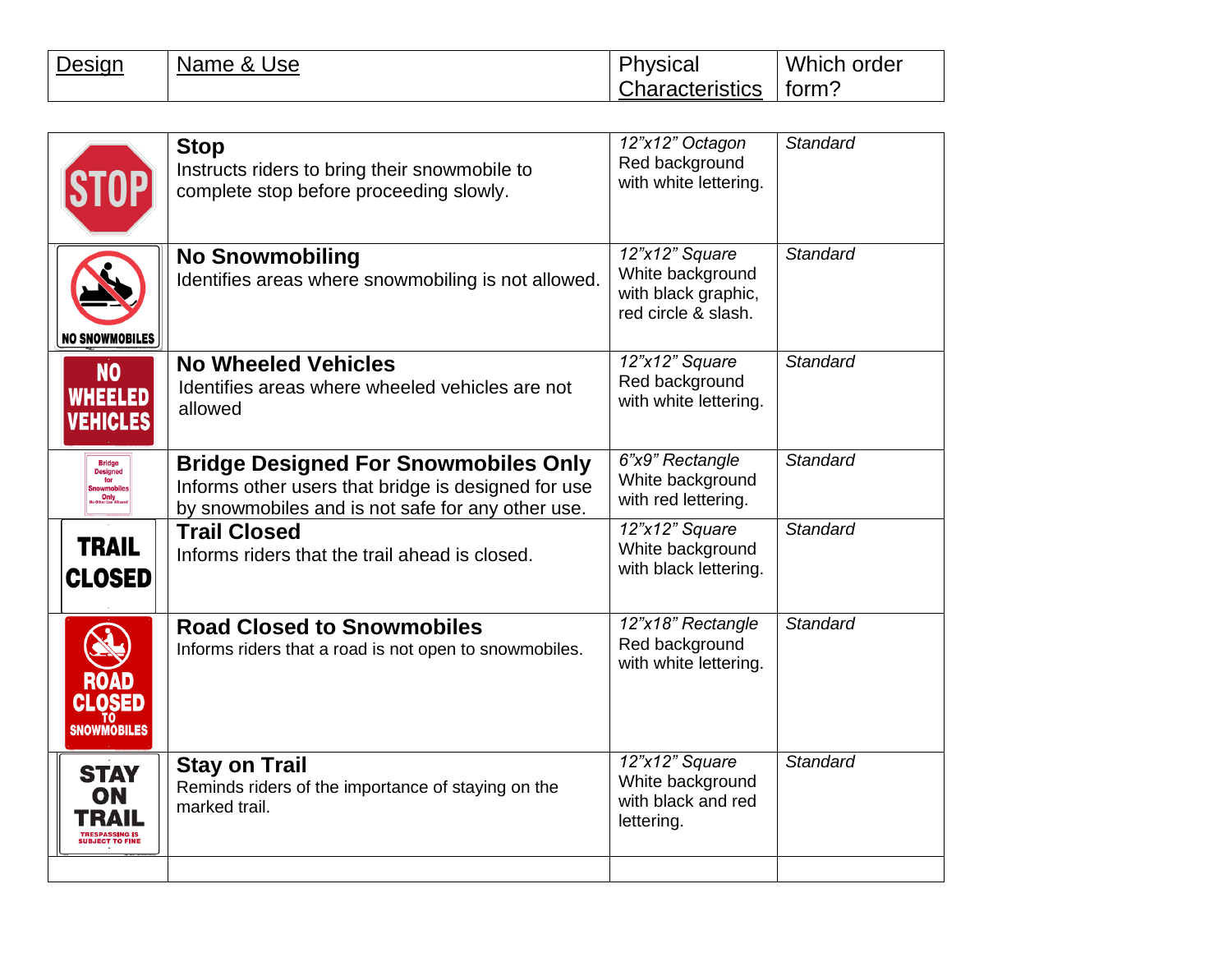| Design | Name & Use | Physical Characteristics | Which order form? |
|---|---|---|---|
| STOP | **Stop**<br>Instructs riders to bring their snowmobile to complete stop before proceeding slowly. | *12"x12" Octagon*<br>Red background with white lettering. | *Standard* |
| NO SNOWMOBILES | **No Snowmobiling**<br>Identifies areas where snowmobiling is not allowed. | *12"x12" Square*<br>White background with black graphic, red circle & slash. | *Standard* |
| NO WHEELED VEHICLES | **No Wheeled Vehicles**<br>Identifies areas where wheeled vehicles are not allowed | *12"x12" Square*<br>Red background with white lettering. | *Standard* |
| Bridge Designed for Snowmobiles Only No Other Use Allowed | **Bridge Designed For Snowmobiles Only**<br>Informs other users that bridge is designed for use by snowmobiles and is not safe for any other use. | *6"x9" Rectangle*<br>White background with red lettering. | *Standard* |
| TRAIL CLOSED | **Trail Closed**<br>Informs riders that the trail ahead is closed. | *12"x12" Square*<br>White background with black lettering. | *Standard* |
| ROAD CLOSED TO SNOWMOBILES | **Road Closed to Snowmobiles**<br>Informs riders that a road is not open to snowmobiles. | *12"x18" Rectangle*<br>Red background with white lettering. | *Standard* |
| STAY ON TRAIL TRESPASSING IS SUBJECT TO FINE | **Stay on Trail**<br>Reminds riders of the importance of staying on the marked trail. | *12"x12" Square*<br>White background with black and red lettering. | *Standard* |
| | | | |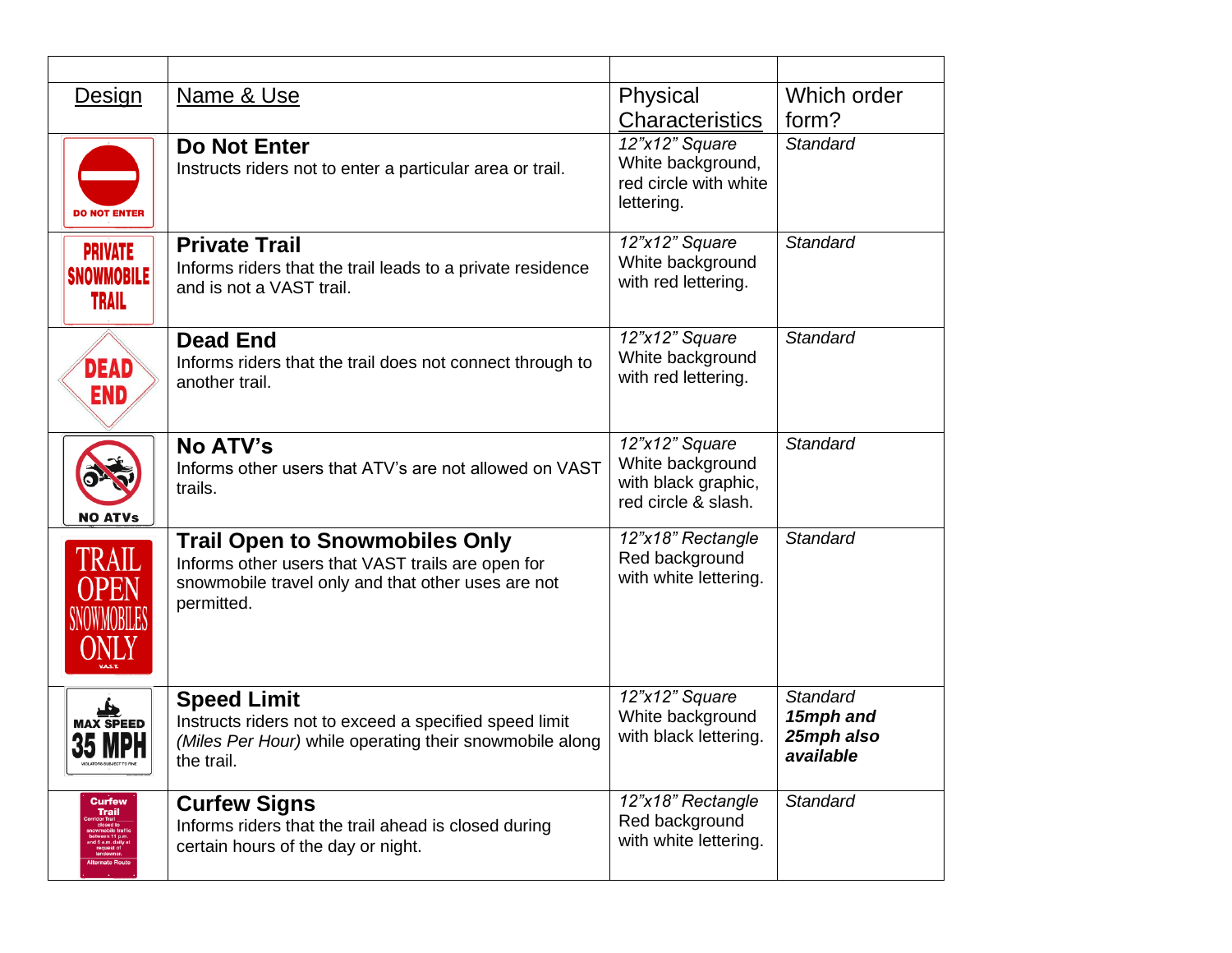| | | | |
|---|---|---|---|
| Design | Name & Use | Physical Characteristics | Which order form? |
| DO NOT ENTER | **Do Not Enter**<br>Instructs riders not to enter a particular area or trail. | *12"x12" Square*<br>White background, red circle with white lettering. | *Standard* |
| PRIVATE SNOWMOBILE TRAIL | **Private Trail**<br>Informs riders that the trail leads to a private residence and is not a VAST trail. | *12"x12" Square*<br>White background with red lettering. | *Standard* |
| DEAD END | **Dead End**<br>Informs riders that the trail does not connect through to another trail. | *12"x12" Square*<br>White background with red lettering. | *Standard* |
| NO ATVs | **No ATV's**<br>Informs other users that ATV's are not allowed on VAST trails. | *12"x12" Square*<br>White background with black graphic, red circle & slash. | *Standard* |
| TRAIL OPEN SNOWMOBILES ONLY V.A.S.T. | **Trail Open to Snowmobiles Only**<br>Informs other users that VAST trails are open for snowmobile travel only and that other uses are not permitted. | *12"x18" Rectangle*<br>Red background with white lettering. | *Standard* |
| MAX SPEED 35 MPH VIOLATORS SUBJECT TO FINE | **Speed Limit**<br>Instructs riders not to exceed a specified speed limit *(Miles Per Hour)* while operating their snowmobile along the trail. | *12"x12" Square*<br>White background with black lettering. | *Standard*<br>***15mph and 25mph also available*** |
| Curfew Trail<br>Corridor Trail closed to snowmobile traffic between 11 p.m. and 6 a.m. daily at request of landowner.<br>Alternate Route | **Curfew Signs**<br>Informs riders that the trail ahead is closed during certain hours of the day or night. | *12"x18" Rectangle*<br>Red background with white lettering. | *Standard* |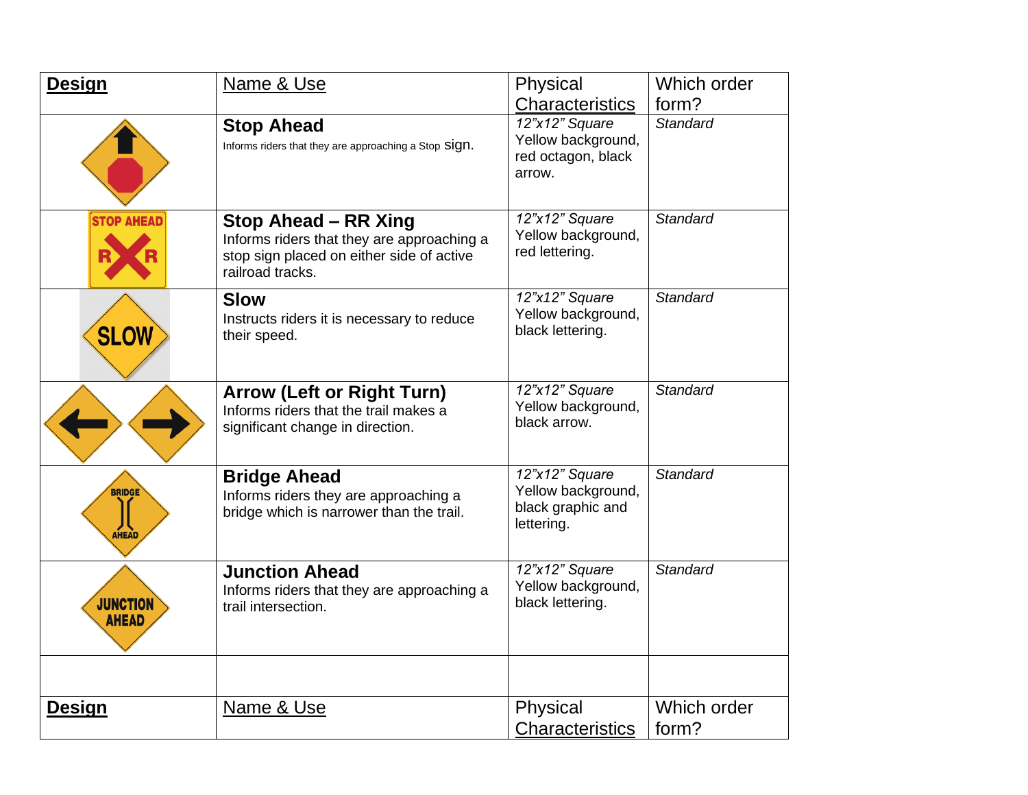| Design | Name & Use | Physical Characteristics | Which order form? |
|---|---|---|---|
| | **Stop Ahead**<br>Informs riders that they are approaching a Stop sign. | *12"x12" Square*<br>Yellow background, red octagon, black arrow. | *Standard* |
| | **Stop Ahead – RR Xing**<br>Informs riders that they are approaching a stop sign placed on either side of active railroad tracks. | *12"x12" Square*<br>Yellow background, red lettering. | *Standard* |
| | **Slow**<br>Instructs riders it is necessary to reduce their speed. | *12"x12" Square*<br>Yellow background, black lettering. | *Standard* |
| | **Arrow (Left or Right Turn)**<br>Informs riders that the trail makes a significant change in direction. | *12"x12" Square*<br>Yellow background, black arrow. | *Standard* |
| | **Bridge Ahead**<br>Informs riders they are approaching a bridge which is narrower than the trail. | *12"x12" Square*<br>Yellow background, black graphic and lettering. | *Standard* |
| | **Junction Ahead**<br>Informs riders that they are approaching a trail intersection. | *12"x12" Square*<br>Yellow background, black lettering. | *Standard* |
| | | | |
| **Design** | Name & Use | Physical Characteristics | Which order form? |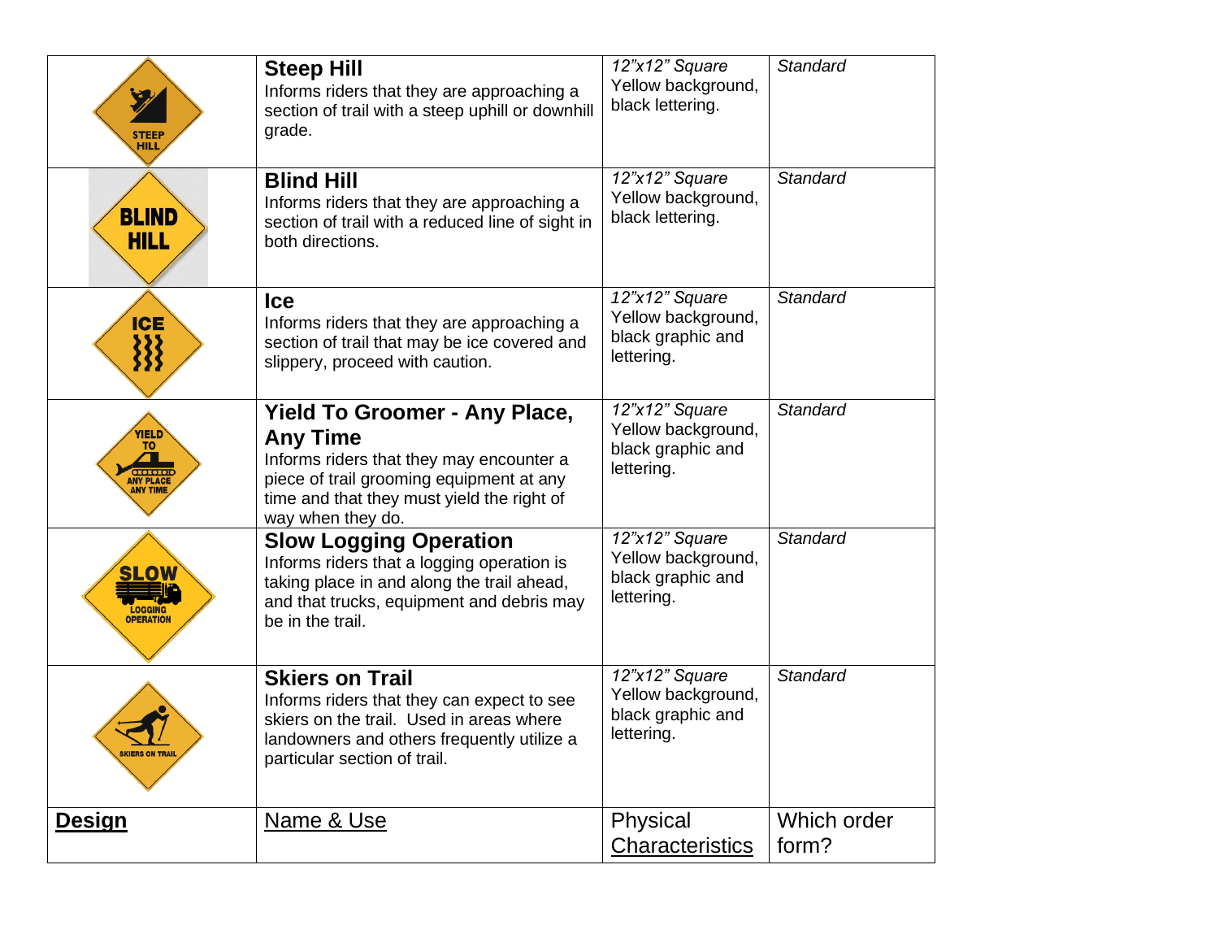| Design | Name & Use | Physical Characteristics | Which order form? |
|---|---|---|---|
| STEEP HILL | **Steep Hill**<br>Informs riders that they are approaching a section of trail with a steep uphill or downhill grade. | *12"x12" Square*<br>Yellow background, black lettering. | *Standard* |
| BLIND HILL | **Blind Hill**<br>Informs riders that they are approaching a section of trail with a reduced line of sight in both directions. | *12"x12" Square*<br>Yellow background, black lettering. | *Standard* |
| ICE | **Ice**<br>Informs riders that they are approaching a section of trail that may be ice covered and slippery, proceed with caution. | *12"x12" Square*<br>Yellow background, black graphic and lettering. | *Standard* |
| YIELD TO ANY PLACE ANY TIME | **Yield To Groomer - Any Place, Any Time**<br>Informs riders that they may encounter a piece of trail grooming equipment at any time and that they must yield the right of way when they do. | *12"x12" Square*<br>Yellow background, black graphic and lettering. | *Standard* |
| SLOW LOGGING OPERATION | **Slow Logging Operation**<br>Informs riders that a logging operation is taking place in and along the trail ahead, and that trucks, equipment and debris may be in the trail. | *12"x12" Square*<br>Yellow background, black graphic and lettering. | *Standard* |
| SKIERS ON TRAIL | **Skiers on Trail**<br>Informs riders that they can expect to see skiers on the trail. Used in areas where landowners and others frequently utilize a particular section of trail. | *12"x12" Square*<br>Yellow background, black graphic and lettering. | *Standard* |
| **Design** | Name & Use | Physical Characteristics | Which order form? |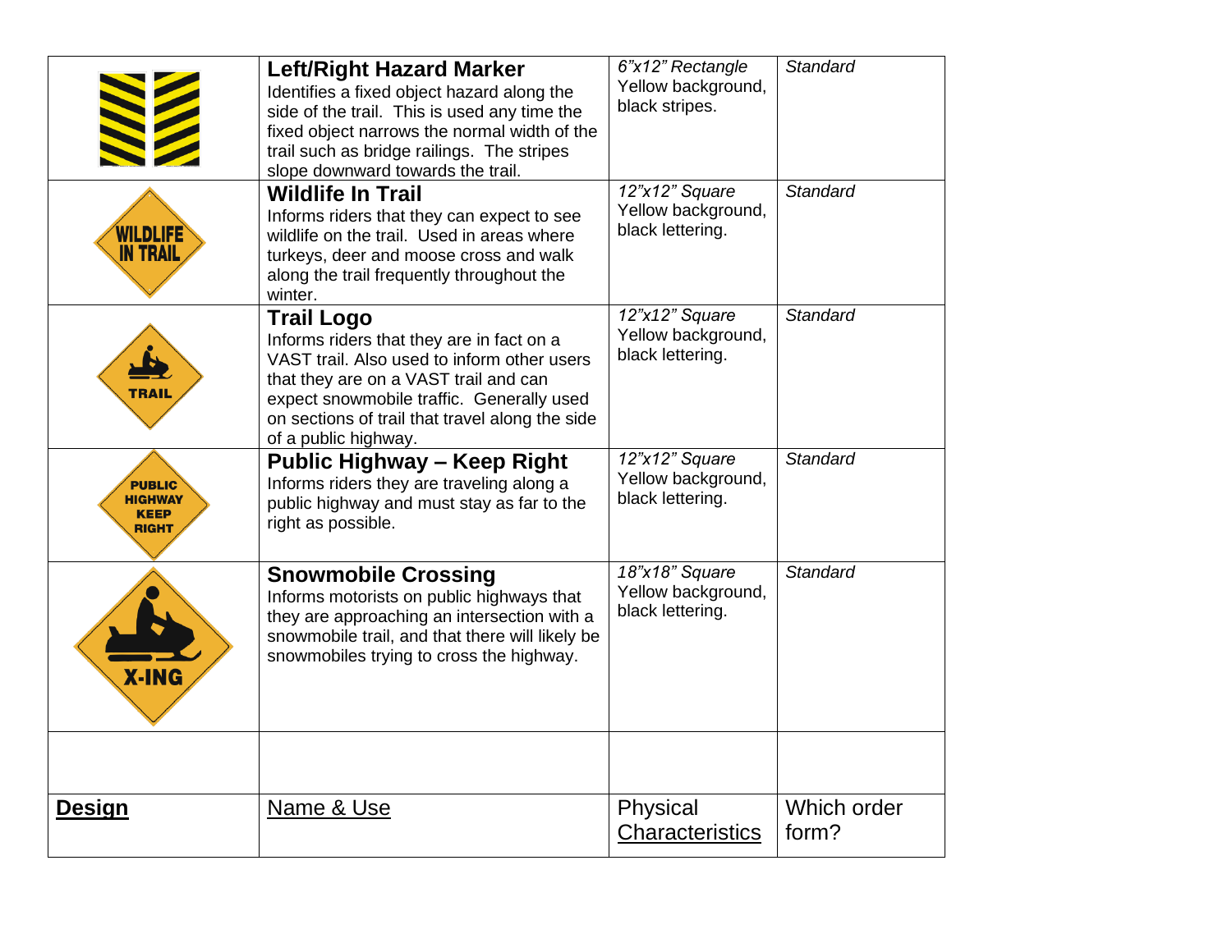| **Design** | Name & Use | Physical Characteristics | Which order form? |
|---|---|---|---|
| | **Left/Right Hazard Marker** Identifies a fixed object hazard along the side of the trail. This is used any time the fixed object narrows the normal width of the trail such as bridge railings. The stripes slope downward towards the trail. | *6"x12" Rectangle* Yellow background, black stripes. | *Standard* |
| WILDLIFE IN TRAIL | **Wildlife In Trail** Informs riders that they can expect to see wildlife on the trail. Used in areas where turkeys, deer and moose cross and walk along the trail frequently throughout the winter. | *12"x12" Square* Yellow background, black lettering. | *Standard* |
| TRAIL | **Trail Logo** Informs riders that they are in fact on a VAST trail. Also used to inform other users that they are on a VAST trail and can expect snowmobile traffic. Generally used on sections of trail that travel along the side of a public highway. | *12"x12" Square* Yellow background, black lettering. | *Standard* |
| PUBLIC HIGHWAY KEEP RIGHT | **Public Highway – Keep Right** Informs riders they are traveling along a public highway and must stay as far to the right as possible. | *12"x12" Square* Yellow background, black lettering. | *Standard* |
| X-ING | **Snowmobile Crossing** Informs motorists on public highways that they are approaching an intersection with a snowmobile trail, and that there will likely be snowmobiles trying to cross the highway. | *18"x18" Square* Yellow background, black lettering. | *Standard* |
| | | | |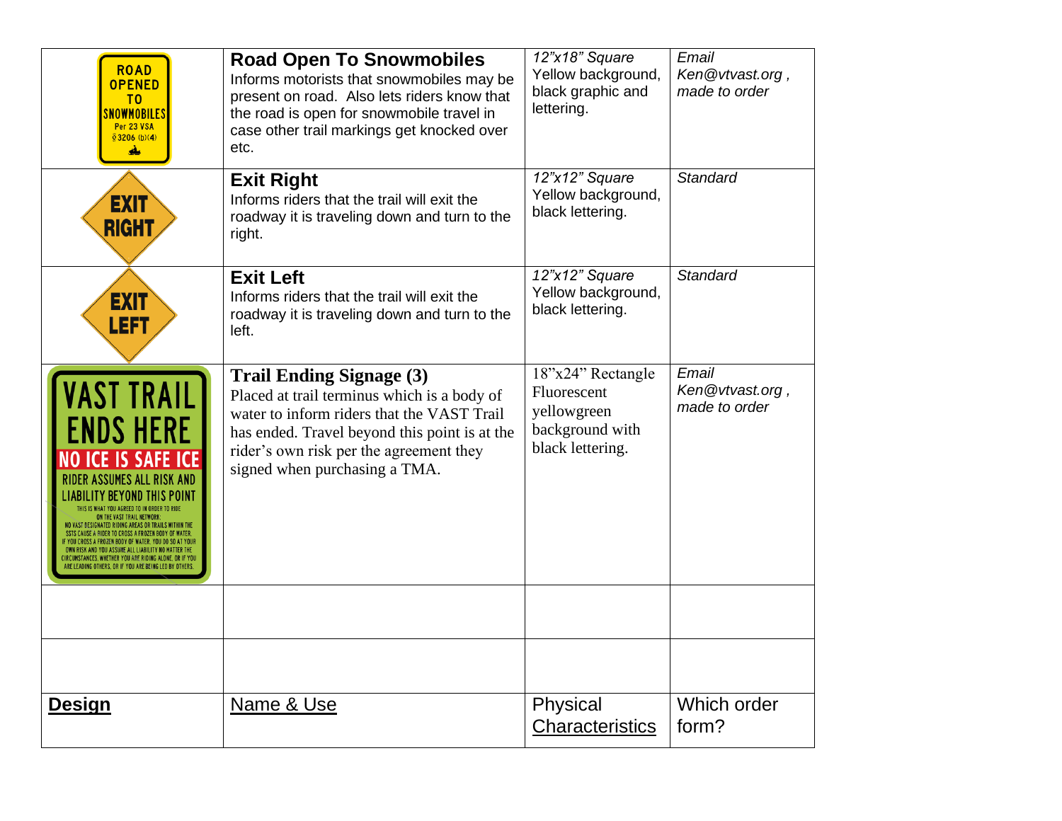| ROAD OPENED TO SNOWMOBILES Per 23 VSA §3206 (b)(4) | **Road Open To Snowmobiles** Informs motorists that snowmobiles may be present on road. Also lets riders know that the road is open for snowmobile travel in case other trail markings get knocked over etc. | *12"x18" Square* Yellow background, black graphic and lettering. | *Email Ken@vtvast.org , made to order* |
|---|---|---|---|
| EXIT RIGHT | **Exit Right** Informs riders that the trail will exit the roadway it is traveling down and turn to the right. | *12"x12" Square* Yellow background, black lettering. | *Standard* |
| EXIT LEFT | **Exit Left** Informs riders that the trail will exit the roadway it is traveling down and turn to the left. | *12"x12" Square* Yellow background, black lettering. | *Standard* |
| VAST TRAIL ENDS HERE NO ICE IS SAFE ICE RIDER ASSUMES ALL RISK AND LIABILITY BEYOND THIS POINT THIS IS WHAT YOU AGREED TO IN ORDER TO RIDE ON THE VAST TRAIL NETWORK: NO VAST DESIGNATED RIDING AREAS OR TRAILS WITHIN THE SSTS CAUSE A RIDER TO CROSS A FROZEN BODY OF WATER. IF YOU CROSS A FROZEN BODY OF WATER, YOU DO SO AT YOUR OWN RISK AND YOU ASSUME ALL LIABILITY NO MATTER THE CIRCUMSTANCES, WHETHER YOU ARE RIDING ALONE, OR IF YOU ARE LEADING OTHERS, OR IF YOU ARE BEING LED BY OTHERS. | **Trail Ending Signage (3)** Placed at trail terminus which is a body of water to inform riders that the VAST Trail has ended. Travel beyond this point is at the rider's own risk per the agreement they signed when purchasing a TMA. | 18"x24" Rectangle Fluorescent yellowgreen background with black lettering. | *Email Ken@vtvast.org , made to order* |
| | | | |
| | | | |
| **Design** | Name & Use | Physical Characteristics | Which order form? |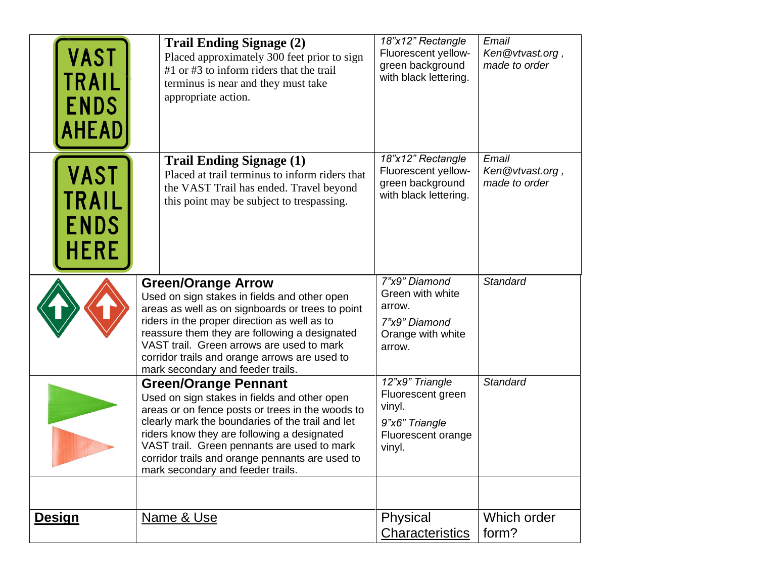| Design | Name & Use | Physical Characteristics | Which order form? |
|---|---|---|---|
| VAST TRAIL ENDS AHEAD | **Trail Ending Signage (2)** Placed approximately 300 feet prior to sign #1 or #3 to inform riders that the trail terminus is near and they must take appropriate action. | *18"x12" Rectangle* Fluorescent yellow-green background with black lettering. | *Email Ken@vtvast.org , made to order* |
| VAST TRAIL ENDS HERE | **Trail Ending Signage (1)** Placed at trail terminus to inform riders that the VAST Trail has ended. Travel beyond this point may be subject to trespassing. | *18"x12" Rectangle* Fluorescent yellow-green background with black lettering. | *Email Ken@vtvast.org , made to order* |
| | **Green/Orange Arrow** Used on sign stakes in fields and other open areas as well as on signboards or trees to point riders in the proper direction as well as to reassure them they are following a designated VAST trail. Green arrows are used to mark corridor trails and orange arrows are used to mark secondary and feeder trails. | *7"x9" Diamond* Green with white arrow. *7"x9" Diamond* Orange with white arrow. | *Standard* |
| | **Green/Orange Pennant** Used on sign stakes in fields and other open areas or on fence posts or trees in the woods to clearly mark the boundaries of the trail and let riders know they are following a designated VAST trail. Green pennants are used to mark corridor trails and orange pennants are used to mark secondary and feeder trails. | *12"x9" Triangle* Fluorescent green vinyl. *9"x6" Triangle* Fluorescent orange vinyl. | *Standard* |
| | | | |
| **Design** | Name & Use | Physical Characteristics | Which order form? |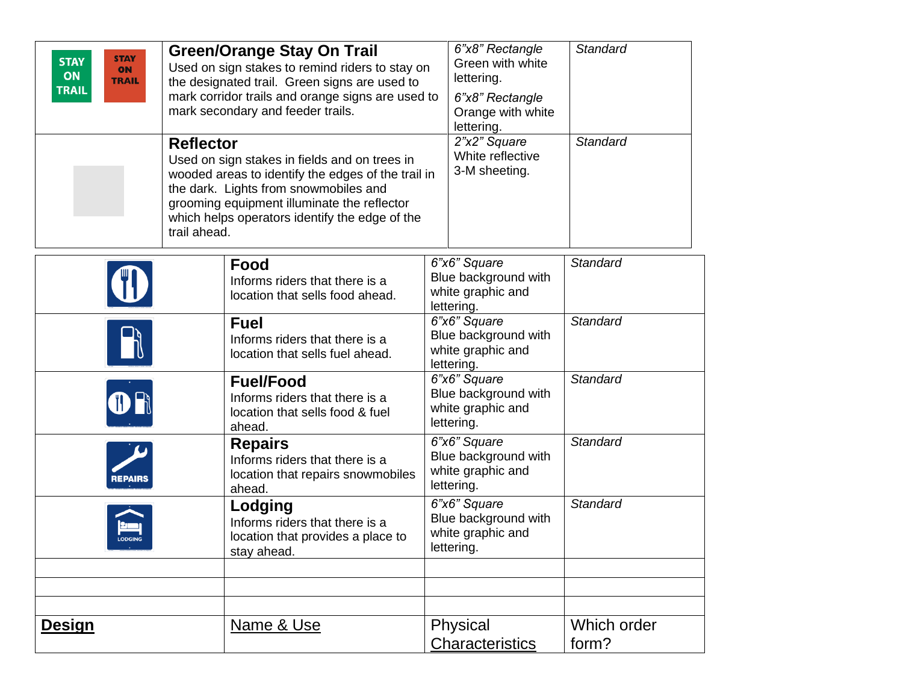| Design | Name & Use | Physical Characteristics | Which order form? |
|---|---|---|---|
| STAY ON TRAIL / STAY ON TRAIL | **Green/Orange Stay On Trail** Used on sign stakes to remind riders to stay on the designated trail. Green signs are used to mark corridor trails and orange signs are used to mark secondary and feeder trails. | *6"x8" Rectangle* Green with white lettering. *6"x8" Rectangle* Orange with white lettering. | *Standard* |
| | **Reflector** Used on sign stakes in fields and on trees in wooded areas to identify the edges of the trail in the dark. Lights from snowmobiles and grooming equipment illuminate the reflector which helps operators identify the edge of the trail ahead. | *2"x2" Square* White reflective 3-M sheeting. | *Standard* |
| | **Food** Informs riders that there is a location that sells food ahead. | *6"x6" Square* Blue background with white graphic and lettering. | *Standard* |
| | **Fuel** Informs riders that there is a location that sells fuel ahead. | *6"x6" Square* Blue background with white graphic and lettering. | *Standard* |
| | **Fuel/Food** Informs riders that there is a location that sells food & fuel ahead. | *6"x6" Square* Blue background with white graphic and lettering. | *Standard* |
| REPAIRS | **Repairs** Informs riders that there is a location that repairs snowmobiles ahead. | *6"x6" Square* Blue background with white graphic and lettering. | *Standard* |
| LODGING | **Lodging** Informs riders that there is a location that provides a place to stay ahead. | *6"x6" Square* Blue background with white graphic and lettering. | *Standard* |
| | | | |
| | | | |
| | | | |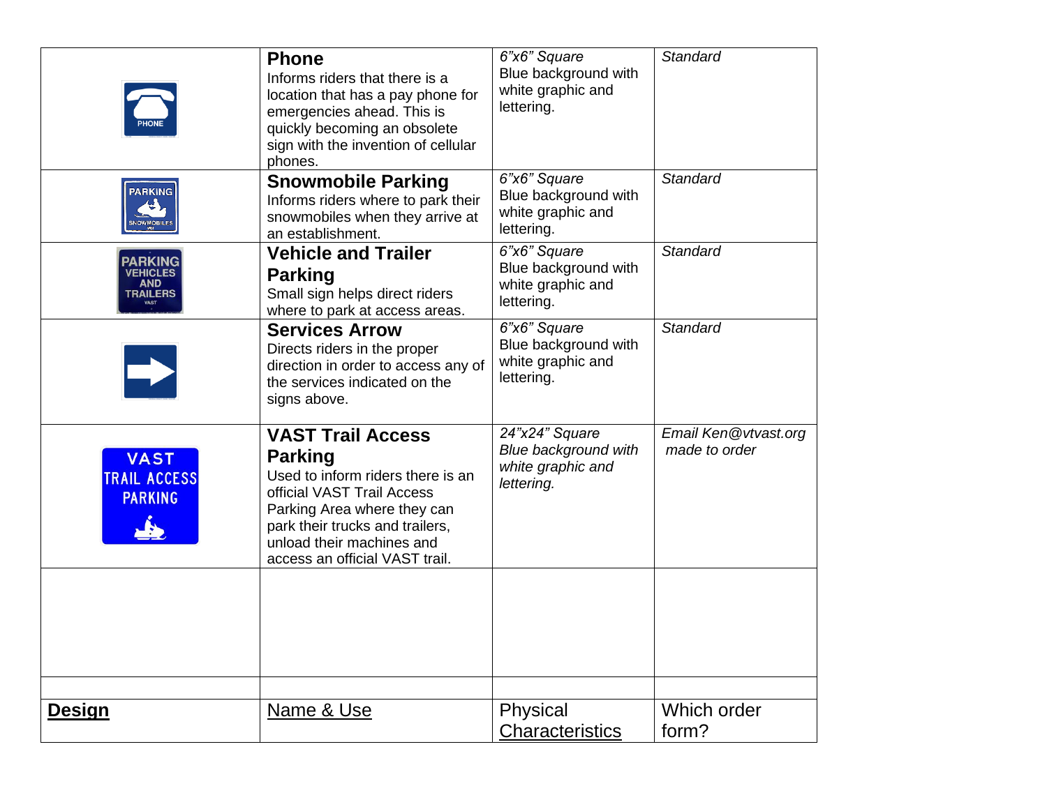| Design | Name & Use | Physical Characteristics | Which order form? |
|---|---|---|---|
| PHONE | **Phone** Informs riders that there is a location that has a pay phone for emergencies ahead. This is quickly becoming an obsolete sign with the invention of cellular phones. | *6"x6" Square* Blue background with white graphic and lettering. | *Standard* |
| PARKING SNOWMOBILES | **Snowmobile Parking** Informs riders where to park their snowmobiles when they arrive at an establishment. | *6"x6" Square* Blue background with white graphic and lettering. | *Standard* |
| PARKING VEHICLES AND TRAILERS VAST | **Vehicle and Trailer Parking** Small sign helps direct riders where to park at access areas. | *6"x6" Square* Blue background with white graphic and lettering. | *Standard* |
| | **Services Arrow** Directs riders in the proper direction in order to access any of the services indicated on the signs above. | *6"x6" Square* Blue background with white graphic and lettering. | *Standard* |
| VAST TRAIL ACCESS PARKING | **VAST Trail Access Parking** Used to inform riders there is an official VAST Trail Access Parking Area where they can park their trucks and trailers, unload their machines and access an official VAST trail. | *24"x24" Square Blue background with white graphic and lettering.* | *Email Ken@vtvast.org made to order* |
| | | | |
| | | | |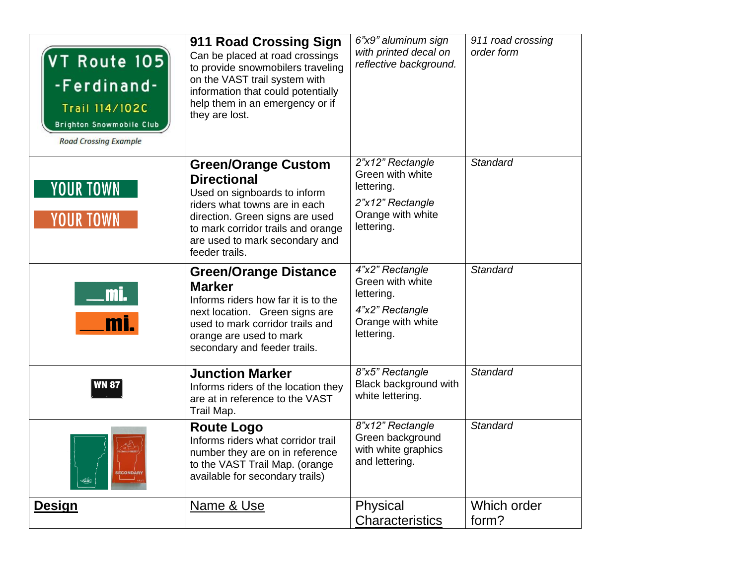| Design | Name & Use | Physical Characteristics | Which order form? |
|---|---|---|---|
| VT Route 105<br>-Ferdinand-<br>Trail 114/102C<br>Brighton Snowmobile Club<br>*Road Crossing Example* | **911 Road Crossing Sign**<br>Can be placed at road crossings to provide snowmobilers traveling on the VAST trail system with information that could potentially help them in an emergency or if they are lost. | *6"x9" aluminum sign with printed decal on reflective background.* | *911 road crossing order form* |
| YOUR TOWN<br>YOUR TOWN | **Green/Orange Custom Directional**<br>Used on signboards to inform riders what towns are in each direction. Green signs are used to mark corridor trails and orange are used to mark secondary and feeder trails. | *2"x12" Rectangle* Green with white lettering.<br>*2"x12" Rectangle* Orange with white lettering. | *Standard* |
| __mi.<br>__mi. | **Green/Orange Distance Marker**<br>Informs riders how far it is to the next location. Green signs are used to mark corridor trails and orange are used to mark secondary and feeder trails. | *4"x2" Rectangle* Green with white lettering.<br>*4"x2" Rectangle* Orange with white lettering. | *Standard* |
| WN 87 | **Junction Marker**<br>Informs riders of the location they are at in reference to the VAST Trail Map. | *8"x5" Rectangle* Black background with white lettering. | *Standard* |
| SECONDARY | **Route Logo**<br>Informs riders what corridor trail number they are on in reference to the VAST Trail Map. (orange available for secondary trails) | *8"x12" Rectangle* Green background with white graphics and lettering. | *Standard* |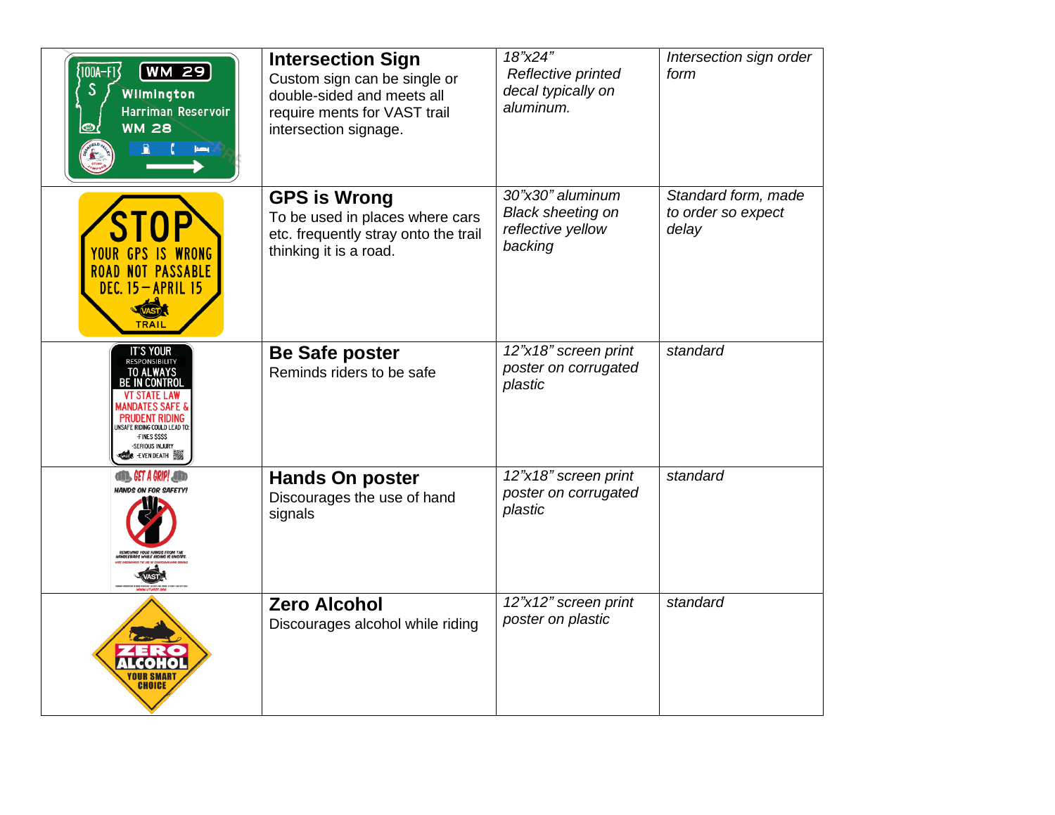| | | | |
|---|---|---|---|
| | **Intersection Sign**<br>Custom sign can be single or double-sided and meets all require ments for VAST trail intersection signage. | *18"x24" Reflective printed decal typically on aluminum.* | *Intersection sign order form* |
| | **GPS is Wrong**<br>To be used in places where cars etc. frequently stray onto the trail thinking it is a road. | *30"x30" aluminum Black sheeting on reflective yellow backing* | *Standard form, made to order so expect delay* |
| | **Be Safe poster**<br>Reminds riders to be safe | *12"x18" screen print poster on corrugated plastic* | *standard* |
| | **Hands On poster**<br>Discourages the use of hand signals | *12"x18" screen print poster on corrugated plastic* | *standard* |
| | **Zero Alcohol**<br>Discourages alcohol while riding | *12"x12" screen print poster on plastic* | *standard* |